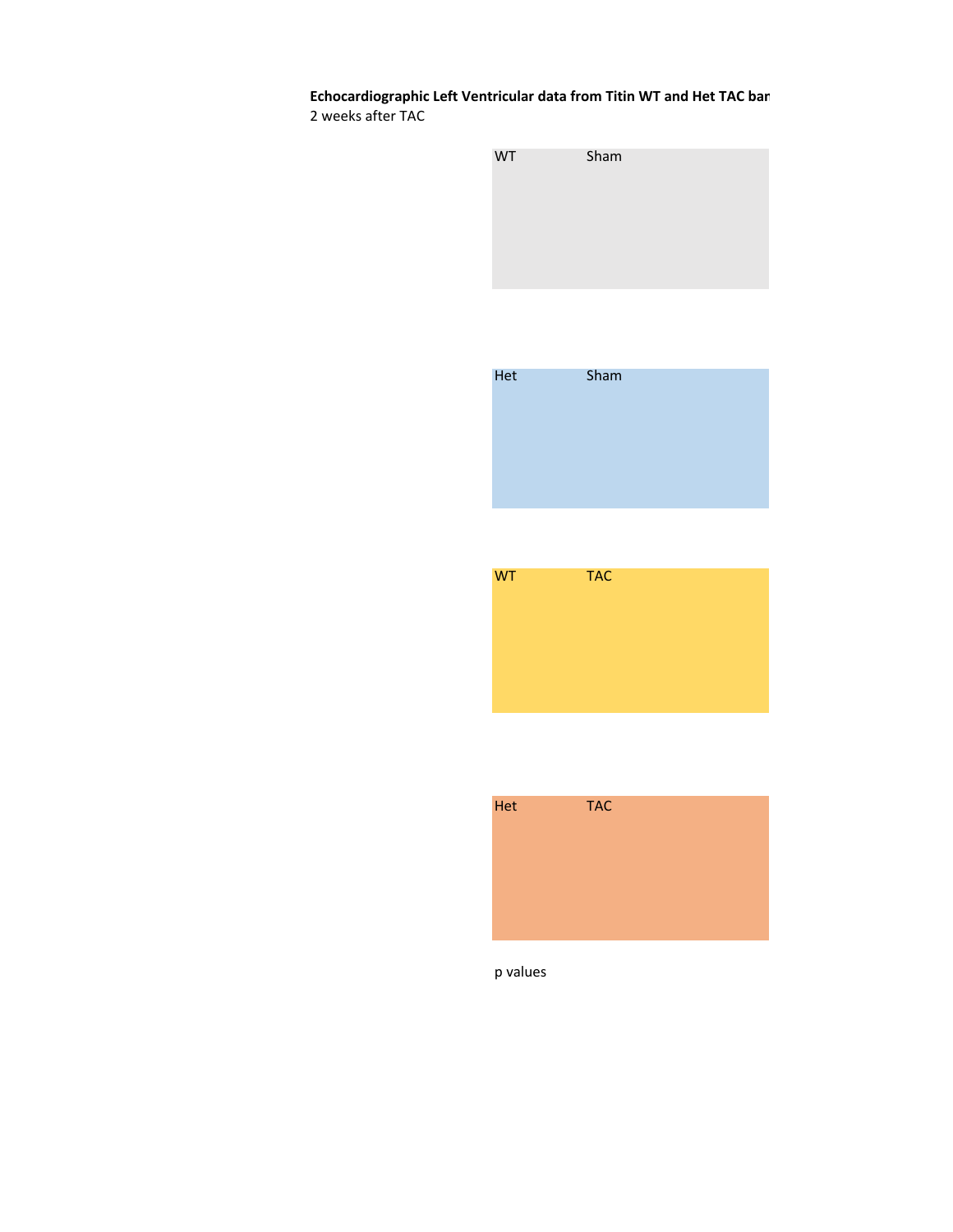**Echocardiographic Left Ventricular data from Titin WT and Het TAC bar**

2 weeks after TAC

| WT | Sham |
|---|---|

| Het | Sham |
|---|---|

| WT | TAC |
|---|---|

| Het | TAC |
|---|---|

p values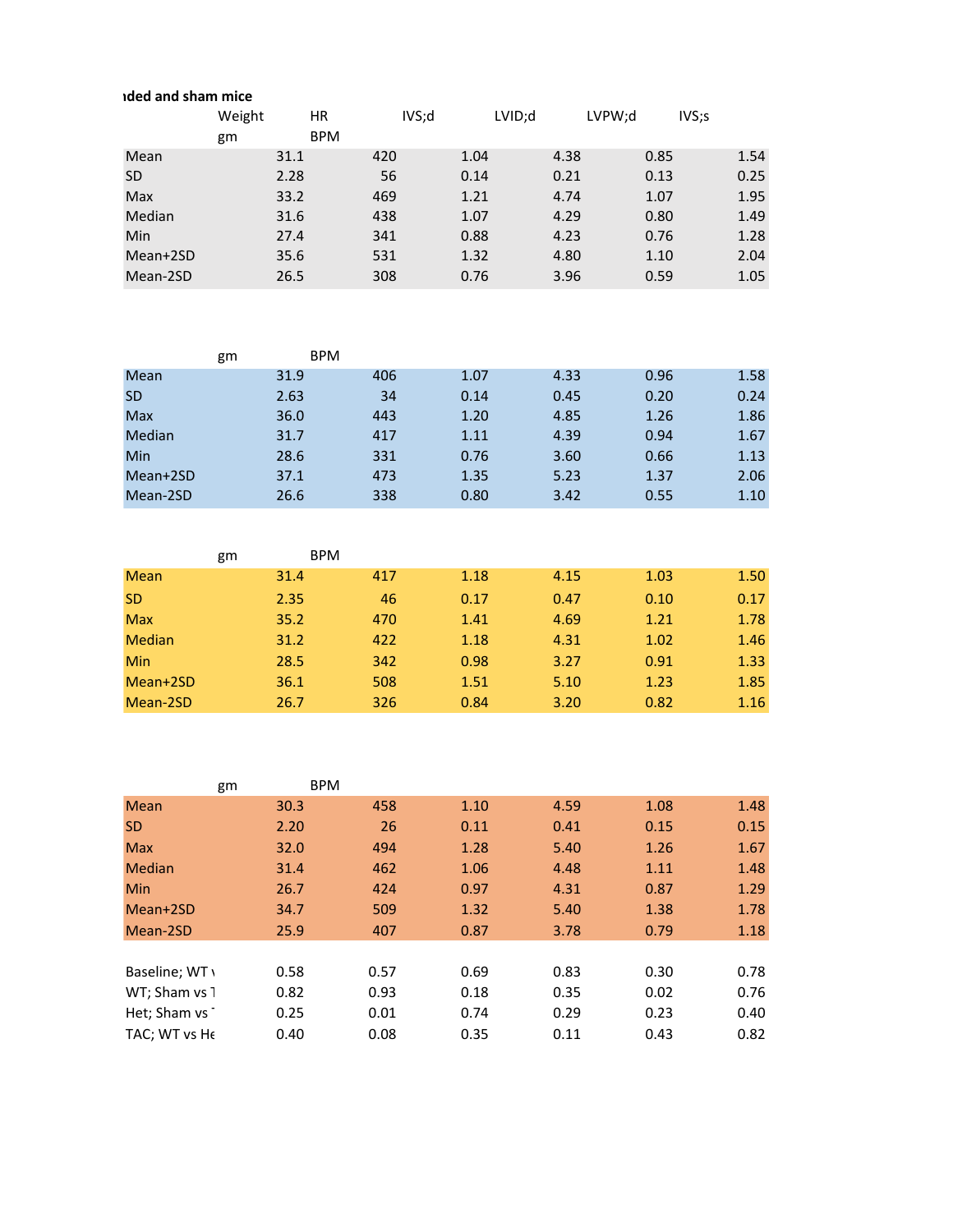**ıded and sham mice**

|  | Weight | HR | IVS;d | LVID;d | LVPW;d | IVS;s |
|---|---|---|---|---|---|---|
|  | gm | BPM |  |  |  |  |
| Mean | 31.1 | 420 | 1.04 | 4.38 | 0.85 | 1.54 |
| SD | 2.28 | 56 | 0.14 | 0.21 | 0.13 | 0.25 |
| Max | 33.2 | 469 | 1.21 | 4.74 | 1.07 | 1.95 |
| Median | 31.6 | 438 | 1.07 | 4.29 | 0.80 | 1.49 |
| Min | 27.4 | 341 | 0.88 | 4.23 | 0.76 | 1.28 |
| Mean+2SD | 35.6 | 531 | 1.32 | 4.80 | 1.10 | 2.04 |
| Mean-2SD | 26.5 | 308 | 0.76 | 3.96 | 0.59 | 1.05 |

|  | gm | BPM |  |  |  |  |
|---|---|---|---|---|---|---|
| Mean | 31.9 | 406 | 1.07 | 4.33 | 0.96 | 1.58 |
| SD | 2.63 | 34 | 0.14 | 0.45 | 0.20 | 0.24 |
| Max | 36.0 | 443 | 1.20 | 4.85 | 1.26 | 1.86 |
| Median | 31.7 | 417 | 1.11 | 4.39 | 0.94 | 1.67 |
| Min | 28.6 | 331 | 0.76 | 3.60 | 0.66 | 1.13 |
| Mean+2SD | 37.1 | 473 | 1.35 | 5.23 | 1.37 | 2.06 |
| Mean-2SD | 26.6 | 338 | 0.80 | 3.42 | 0.55 | 1.10 |

|  | gm | BPM |  |  |  |  |
|---|---|---|---|---|---|---|
| Mean | 31.4 | 417 | 1.18 | 4.15 | 1.03 | 1.50 |
| SD | 2.35 | 46 | 0.17 | 0.47 | 0.10 | 0.17 |
| Max | 35.2 | 470 | 1.41 | 4.69 | 1.21 | 1.78 |
| Median | 31.2 | 422 | 1.18 | 4.31 | 1.02 | 1.46 |
| Min | 28.5 | 342 | 0.98 | 3.27 | 0.91 | 1.33 |
| Mean+2SD | 36.1 | 508 | 1.51 | 5.10 | 1.23 | 1.85 |
| Mean-2SD | 26.7 | 326 | 0.84 | 3.20 | 0.82 | 1.16 |

|  | gm | BPM |  |  |  |  |
|---|---|---|---|---|---|---|
| Mean | 30.3 | 458 | 1.10 | 4.59 | 1.08 | 1.48 |
| SD | 2.20 | 26 | 0.11 | 0.41 | 0.15 | 0.15 |
| Max | 32.0 | 494 | 1.28 | 5.40 | 1.26 | 1.67 |
| Median | 31.4 | 462 | 1.06 | 4.48 | 1.11 | 1.48 |
| Min | 26.7 | 424 | 0.97 | 4.31 | 0.87 | 1.29 |
| Mean+2SD | 34.7 | 509 | 1.32 | 5.40 | 1.38 | 1.78 |
| Mean-2SD | 25.9 | 407 | 0.87 | 3.78 | 0.79 | 1.18 |

|  |  |  |  |  |  |  |
|---|---|---|---|---|---|---|
| Baseline; WT v | 0.58 | 0.57 | 0.69 | 0.83 | 0.30 | 0.78 |
| WT; Sham vs T | 0.82 | 0.93 | 0.18 | 0.35 | 0.02 | 0.76 |
| Het; Sham vs T | 0.25 | 0.01 | 0.74 | 0.29 | 0.23 | 0.40 |
| TAC; WT vs He | 0.40 | 0.08 | 0.35 | 0.11 | 0.43 | 0.82 |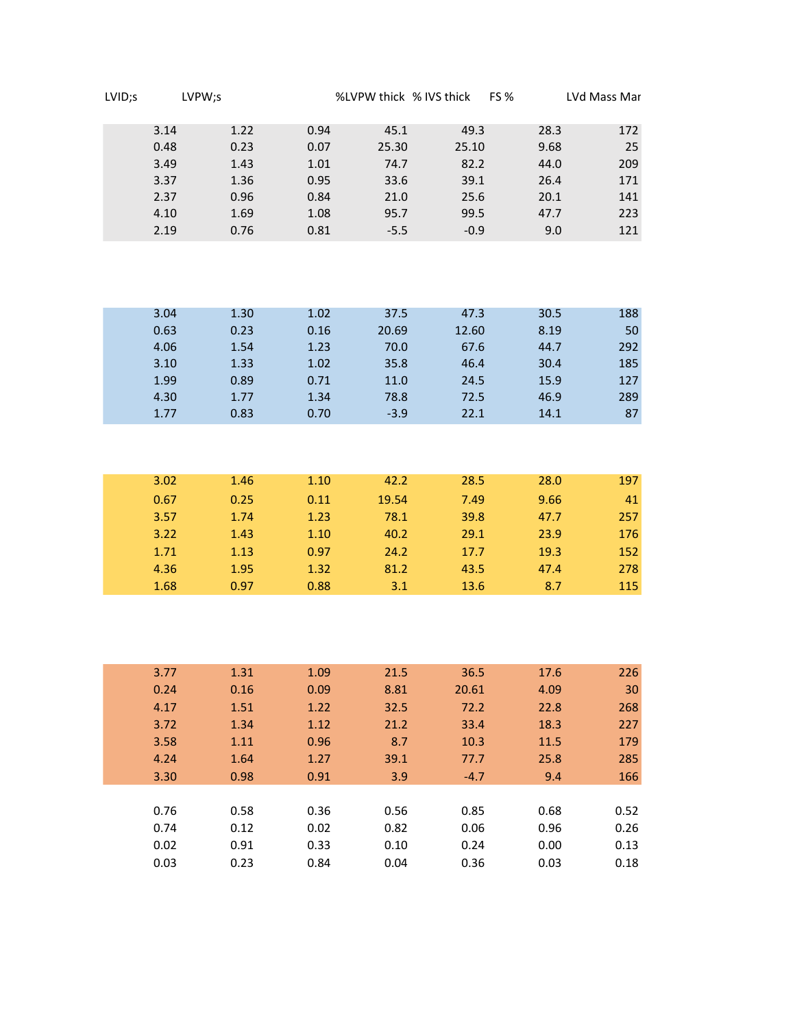| LVID;s | LVPW;s | | %LVPW thick | % IVS thick | FS % | LVd Mass Mar |
|---|---|---|---|---|---|---|
| 3.14 | 1.22 | 0.94 | 45.1 | 49.3 | 28.3 | 172 |
| 0.48 | 0.23 | 0.07 | 25.30 | 25.10 | 9.68 | 25 |
| 3.49 | 1.43 | 1.01 | 74.7 | 82.2 | 44.0 | 209 |
| 3.37 | 1.36 | 0.95 | 33.6 | 39.1 | 26.4 | 171 |
| 2.37 | 0.96 | 0.84 | 21.0 | 25.6 | 20.1 | 141 |
| 4.10 | 1.69 | 1.08 | 95.7 | 99.5 | 47.7 | 223 |
| 2.19 | 0.76 | 0.81 | -5.5 | -0.9 | 9.0 | 121 |
| | | | | | | |
| 3.04 | 1.30 | 1.02 | 37.5 | 47.3 | 30.5 | 188 |
| 0.63 | 0.23 | 0.16 | 20.69 | 12.60 | 8.19 | 50 |
| 4.06 | 1.54 | 1.23 | 70.0 | 67.6 | 44.7 | 292 |
| 3.10 | 1.33 | 1.02 | 35.8 | 46.4 | 30.4 | 185 |
| 1.99 | 0.89 | 0.71 | 11.0 | 24.5 | 15.9 | 127 |
| 4.30 | 1.77 | 1.34 | 78.8 | 72.5 | 46.9 | 289 |
| 1.77 | 0.83 | 0.70 | -3.9 | 22.1 | 14.1 | 87 |
| | | | | | | |
| 3.02 | 1.46 | 1.10 | 42.2 | 28.5 | 28.0 | 197 |
| 0.67 | 0.25 | 0.11 | 19.54 | 7.49 | 9.66 | 41 |
| 3.57 | 1.74 | 1.23 | 78.1 | 39.8 | 47.7 | 257 |
| 3.22 | 1.43 | 1.10 | 40.2 | 29.1 | 23.9 | 176 |
| 1.71 | 1.13 | 0.97 | 24.2 | 17.7 | 19.3 | 152 |
| 4.36 | 1.95 | 1.32 | 81.2 | 43.5 | 47.4 | 278 |
| 1.68 | 0.97 | 0.88 | 3.1 | 13.6 | 8.7 | 115 |
| | | | | | | |
| 3.77 | 1.31 | 1.09 | 21.5 | 36.5 | 17.6 | 226 |
| 0.24 | 0.16 | 0.09 | 8.81 | 20.61 | 4.09 | 30 |
| 4.17 | 1.51 | 1.22 | 32.5 | 72.2 | 22.8 | 268 |
| 3.72 | 1.34 | 1.12 | 21.2 | 33.4 | 18.3 | 227 |
| 3.58 | 1.11 | 0.96 | 8.7 | 10.3 | 11.5 | 179 |
| 4.24 | 1.64 | 1.27 | 39.1 | 77.7 | 25.8 | 285 |
| 3.30 | 0.98 | 0.91 | 3.9 | -4.7 | 9.4 | 166 |
| | | | | | | |
| 0.76 | 0.58 | 0.36 | 0.56 | 0.85 | 0.68 | 0.52 |
| 0.74 | 0.12 | 0.02 | 0.82 | 0.06 | 0.96 | 0.26 |
| 0.02 | 0.91 | 0.33 | 0.10 | 0.24 | 0.00 | 0.13 |
| 0.03 | 0.23 | 0.84 | 0.04 | 0.36 | 0.03 | 0.18 |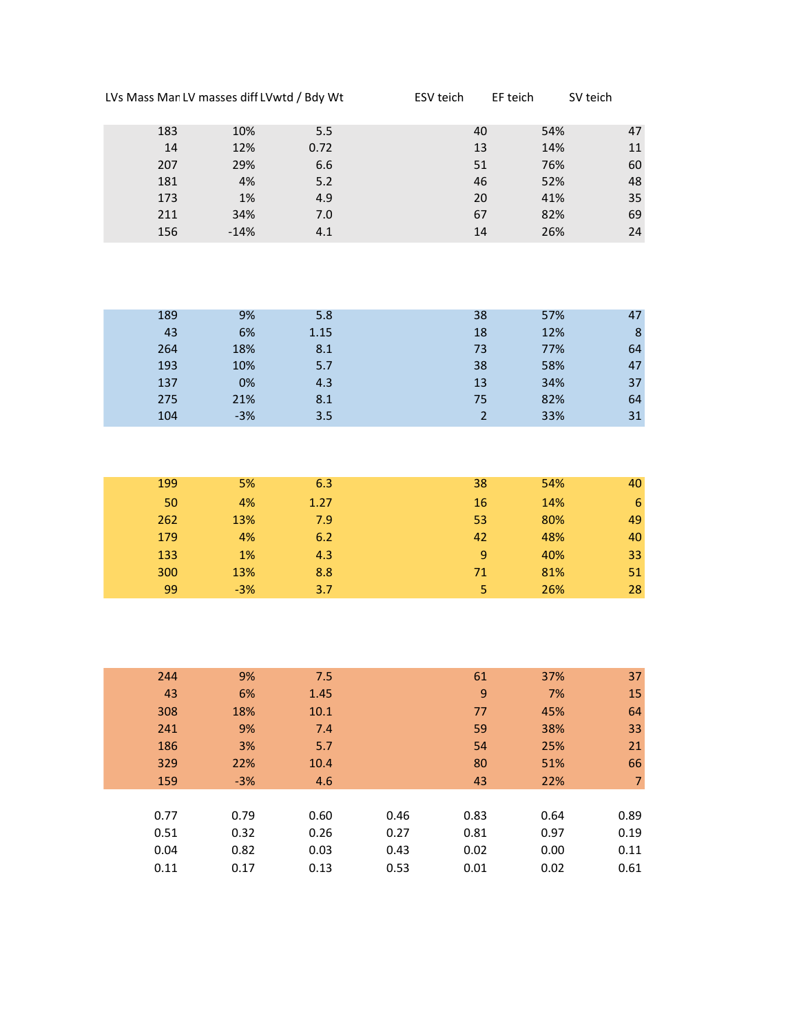| LVs Mass Man | LV masses diff | LVwtd / Bdy Wt | | ESV teich | EF teich | SV teich |
|---|---|---|---|---|---|---|
| 183 | 10% | 5.5 | | 40 | 54% | 47 |
| 14 | 12% | 0.72 | | 13 | 14% | 11 |
| 207 | 29% | 6.6 | | 51 | 76% | 60 |
| 181 | 4% | 5.2 | | 46 | 52% | 48 |
| 173 | 1% | 4.9 | | 20 | 41% | 35 |
| 211 | 34% | 7.0 | | 67 | 82% | 69 |
| 156 | -14% | 4.1 | | 14 | 26% | 24 |
| | | | | | | |
| 189 | 9% | 5.8 | | 38 | 57% | 47 |
| 43 | 6% | 1.15 | | 18 | 12% | 8 |
| 264 | 18% | 8.1 | | 73 | 77% | 64 |
| 193 | 10% | 5.7 | | 38 | 58% | 47 |
| 137 | 0% | 4.3 | | 13 | 34% | 37 |
| 275 | 21% | 8.1 | | 75 | 82% | 64 |
| 104 | -3% | 3.5 | | 2 | 33% | 31 |
| | | | | | | |
| 199 | 5% | 6.3 | | 38 | 54% | 40 |
| 50 | 4% | 1.27 | | 16 | 14% | 6 |
| 262 | 13% | 7.9 | | 53 | 80% | 49 |
| 179 | 4% | 6.2 | | 42 | 48% | 40 |
| 133 | 1% | 4.3 | | 9 | 40% | 33 |
| 300 | 13% | 8.8 | | 71 | 81% | 51 |
| 99 | -3% | 3.7 | | 5 | 26% | 28 |
| | | | | | | |
| 244 | 9% | 7.5 | | 61 | 37% | 37 |
| 43 | 6% | 1.45 | | 9 | 7% | 15 |
| 308 | 18% | 10.1 | | 77 | 45% | 64 |
| 241 | 9% | 7.4 | | 59 | 38% | 33 |
| 186 | 3% | 5.7 | | 54 | 25% | 21 |
| 329 | 22% | 10.4 | | 80 | 51% | 66 |
| 159 | -3% | 4.6 | | 43 | 22% | 7 |
| | | | | | | |
| 0.77 | 0.79 | 0.60 | 0.46 | 0.83 | 0.64 | 0.89 |
| 0.51 | 0.32 | 0.26 | 0.27 | 0.81 | 0.97 | 0.19 |
| 0.04 | 0.82 | 0.03 | 0.43 | 0.02 | 0.00 | 0.11 |
| 0.11 | 0.17 | 0.13 | 0.53 | 0.01 | 0.02 | 0.61 |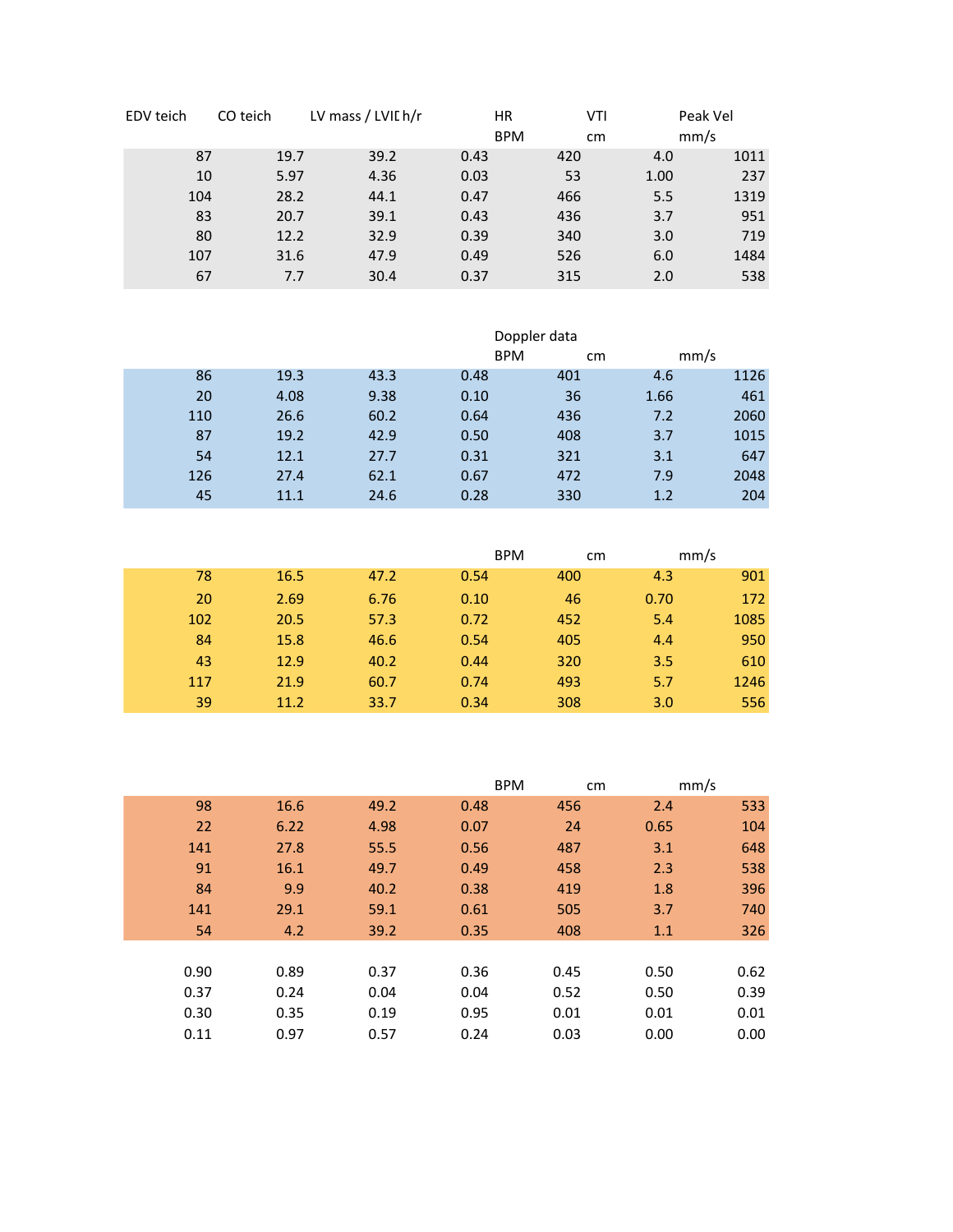| EDV teich | CO teich | LV mass / LVID | h/r | HR | VTI | Peak Vel |
|---|---|---|---|---|---|---|
| | | | | BPM | cm | mm/s |
| 87 | 19.7 | 39.2 | 0.43 | 420 | 4.0 | 1011 |
| 10 | 5.97 | 4.36 | 0.03 | 53 | 1.00 | 237 |
| 104 | 28.2 | 44.1 | 0.47 | 466 | 5.5 | 1319 |
| 83 | 20.7 | 39.1 | 0.43 | 436 | 3.7 | 951 |
| 80 | 12.2 | 32.9 | 0.39 | 340 | 3.0 | 719 |
| 107 | 31.6 | 47.9 | 0.49 | 526 | 6.0 | 1484 |
| 67 | 7.7 | 30.4 | 0.37 | 315 | 2.0 | 538 |

| | | | | Doppler data | | |
|---|---|---|---|---|---|---|
| | | | | BPM | cm | mm/s |
| 86 | 19.3 | 43.3 | 0.48 | 401 | 4.6 | 1126 |
| 20 | 4.08 | 9.38 | 0.10 | 36 | 1.66 | 461 |
| 110 | 26.6 | 60.2 | 0.64 | 436 | 7.2 | 2060 |
| 87 | 19.2 | 42.9 | 0.50 | 408 | 3.7 | 1015 |
| 54 | 12.1 | 27.7 | 0.31 | 321 | 3.1 | 647 |
| 126 | 27.4 | 62.1 | 0.67 | 472 | 7.9 | 2048 |
| 45 | 11.1 | 24.6 | 0.28 | 330 | 1.2 | 204 |

| | | | | BPM | cm | mm/s |
|---|---|---|---|---|---|---|
| 78 | 16.5 | 47.2 | 0.54 | 400 | 4.3 | 901 |
| 20 | 2.69 | 6.76 | 0.10 | 46 | 0.70 | 172 |
| 102 | 20.5 | 57.3 | 0.72 | 452 | 5.4 | 1085 |
| 84 | 15.8 | 46.6 | 0.54 | 405 | 4.4 | 950 |
| 43 | 12.9 | 40.2 | 0.44 | 320 | 3.5 | 610 |
| 117 | 21.9 | 60.7 | 0.74 | 493 | 5.7 | 1246 |
| 39 | 11.2 | 33.7 | 0.34 | 308 | 3.0 | 556 |

| | | | | BPM | cm | mm/s |
|---|---|---|---|---|---|---|
| 98 | 16.6 | 49.2 | 0.48 | 456 | 2.4 | 533 |
| 22 | 6.22 | 4.98 | 0.07 | 24 | 0.65 | 104 |
| 141 | 27.8 | 55.5 | 0.56 | 487 | 3.1 | 648 |
| 91 | 16.1 | 49.7 | 0.49 | 458 | 2.3 | 538 |
| 84 | 9.9 | 40.2 | 0.38 | 419 | 1.8 | 396 |
| 141 | 29.1 | 59.1 | 0.61 | 505 | 3.7 | 740 |
| 54 | 4.2 | 39.2 | 0.35 | 408 | 1.1 | 326 |

| | | | | | | |
|---|---|---|---|---|---|---|
| 0.90 | 0.89 | 0.37 | 0.36 | 0.45 | 0.50 | 0.62 |
| 0.37 | 0.24 | 0.04 | 0.04 | 0.52 | 0.50 | 0.39 |
| 0.30 | 0.35 | 0.19 | 0.95 | 0.01 | 0.01 | 0.01 |
| 0.11 | 0.97 | 0.57 | 0.24 | 0.03 | 0.00 | 0.00 |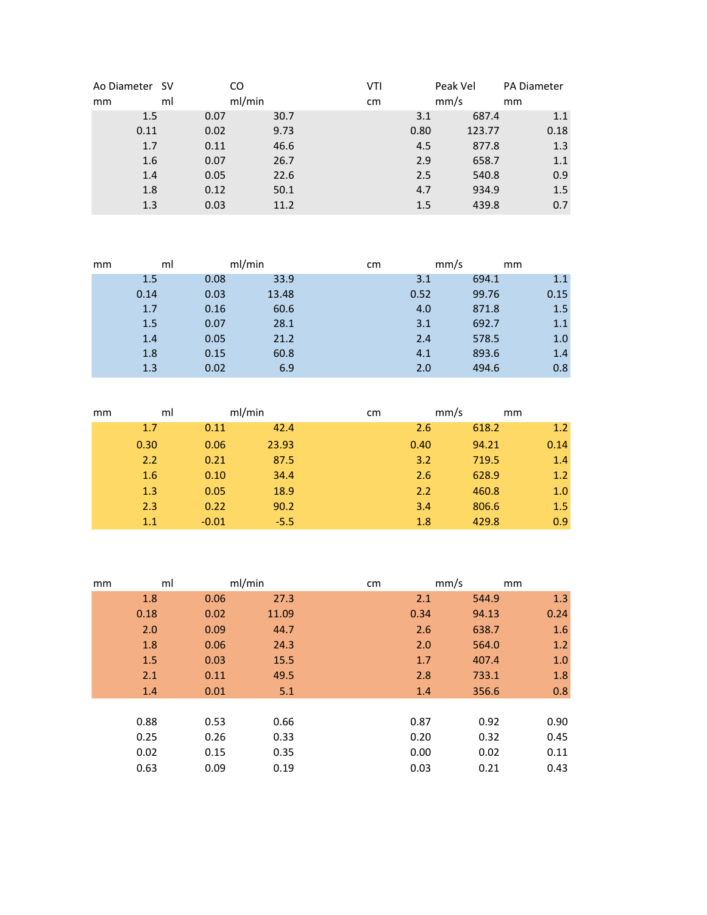| Ao Diameter | SV | CO | VTI | Peak Vel | PA Diameter |
|---|---|---|---|---|---|
| mm | ml | ml/min | cm | mm/s | mm |
| 1.5 | 0.07 | 30.7 | 3.1 | 687.4 | 1.1 |
| 0.11 | 0.02 | 9.73 | 0.80 | 123.77 | 0.18 |
| 1.7 | 0.11 | 46.6 | 4.5 | 877.8 | 1.3 |
| 1.6 | 0.07 | 26.7 | 2.9 | 658.7 | 1.1 |
| 1.4 | 0.05 | 22.6 | 2.5 | 540.8 | 0.9 |
| 1.8 | 0.12 | 50.1 | 4.7 | 934.9 | 1.5 |
| 1.3 | 0.03 | 11.2 | 1.5 | 439.8 | 0.7 |

| mm | ml | ml/min | cm | mm/s | mm |
|---|---|---|---|---|---|
| 1.5 | 0.08 | 33.9 | 3.1 | 694.1 | 1.1 |
| 0.14 | 0.03 | 13.48 | 0.52 | 99.76 | 0.15 |
| 1.7 | 0.16 | 60.6 | 4.0 | 871.8 | 1.5 |
| 1.5 | 0.07 | 28.1 | 3.1 | 692.7 | 1.1 |
| 1.4 | 0.05 | 21.2 | 2.4 | 578.5 | 1.0 |
| 1.8 | 0.15 | 60.8 | 4.1 | 893.6 | 1.4 |
| 1.3 | 0.02 | 6.9 | 2.0 | 494.6 | 0.8 |

| mm | ml | ml/min | cm | mm/s | mm |
|---|---|---|---|---|---|
| 1.7 | 0.11 | 42.4 | 2.6 | 618.2 | 1.2 |
| 0.30 | 0.06 | 23.93 | 0.40 | 94.21 | 0.14 |
| 2.2 | 0.21 | 87.5 | 3.2 | 719.5 | 1.4 |
| 1.6 | 0.10 | 34.4 | 2.6 | 628.9 | 1.2 |
| 1.3 | 0.05 | 18.9 | 2.2 | 460.8 | 1.0 |
| 2.3 | 0.22 | 90.2 | 3.4 | 806.6 | 1.5 |
| 1.1 | -0.01 | -5.5 | 1.8 | 429.8 | 0.9 |

| mm | ml | ml/min | cm | mm/s | mm |
|---|---|---|---|---|---|
| 1.8 | 0.06 | 27.3 | 2.1 | 544.9 | 1.3 |
| 0.18 | 0.02 | 11.09 | 0.34 | 94.13 | 0.24 |
| 2.0 | 0.09 | 44.7 | 2.6 | 638.7 | 1.6 |
| 1.8 | 0.06 | 24.3 | 2.0 | 564.0 | 1.2 |
| 1.5 | 0.03 | 15.5 | 1.7 | 407.4 | 1.0 |
| 2.1 | 0.11 | 49.5 | 2.8 | 733.1 | 1.8 |
| 1.4 | 0.01 | 5.1 | 1.4 | 356.6 | 0.8 |

| | | | | | |
|---|---|---|---|---|---|
| 0.88 | 0.53 | 0.66 | 0.87 | 0.92 | 0.90 |
| 0.25 | 0.26 | 0.33 | 0.20 | 0.32 | 0.45 |
| 0.02 | 0.15 | 0.35 | 0.00 | 0.02 | 0.11 |
| 0.63 | 0.09 | 0.19 | 0.03 | 0.21 | 0.43 |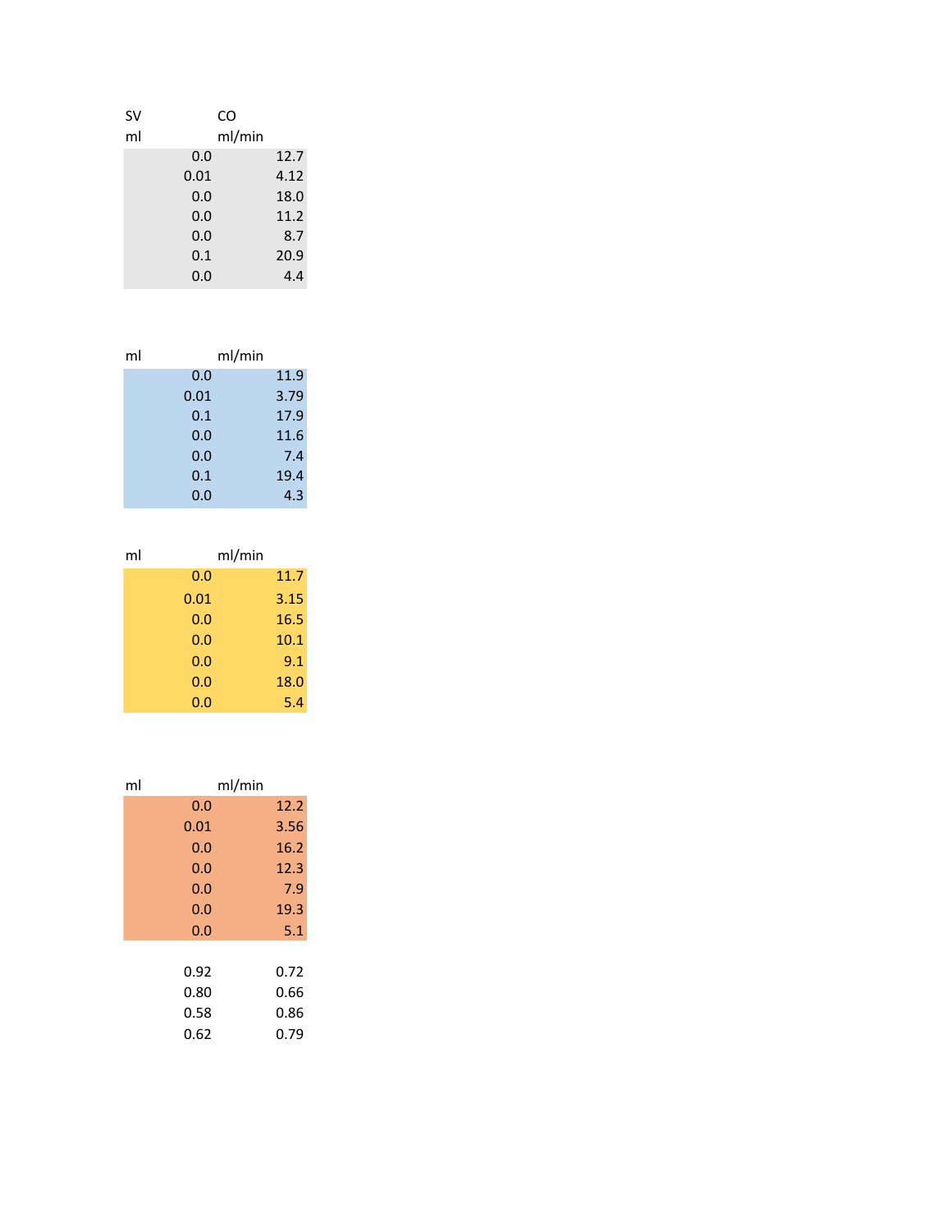| SV | CO |
|---|---|
| ml | ml/min |
| 0.0 | 12.7 |
| 0.01 | 4.12 |
| 0.0 | 18.0 |
| 0.0 | 11.2 |
| 0.0 | 8.7 |
| 0.1 | 20.9 |
| 0.0 | 4.4 |

| ml | ml/min |
|---|---|
| 0.0 | 11.9 |
| 0.01 | 3.79 |
| 0.1 | 17.9 |
| 0.0 | 11.6 |
| 0.0 | 7.4 |
| 0.1 | 19.4 |
| 0.0 | 4.3 |

| ml | ml/min |
|---|---|
| 0.0 | 11.7 |
| 0.01 | 3.15 |
| 0.0 | 16.5 |
| 0.0 | 10.1 |
| 0.0 | 9.1 |
| 0.0 | 18.0 |
| 0.0 | 5.4 |

| ml | ml/min |
|---|---|
| 0.0 | 12.2 |
| 0.01 | 3.56 |
| 0.0 | 16.2 |
| 0.0 | 12.3 |
| 0.0 | 7.9 |
| 0.0 | 19.3 |
| 0.0 | 5.1 |

| | |
|---|---|
| 0.92 | 0.72 |
| 0.80 | 0.66 |
| 0.58 | 0.86 |
| 0.62 | 0.79 |